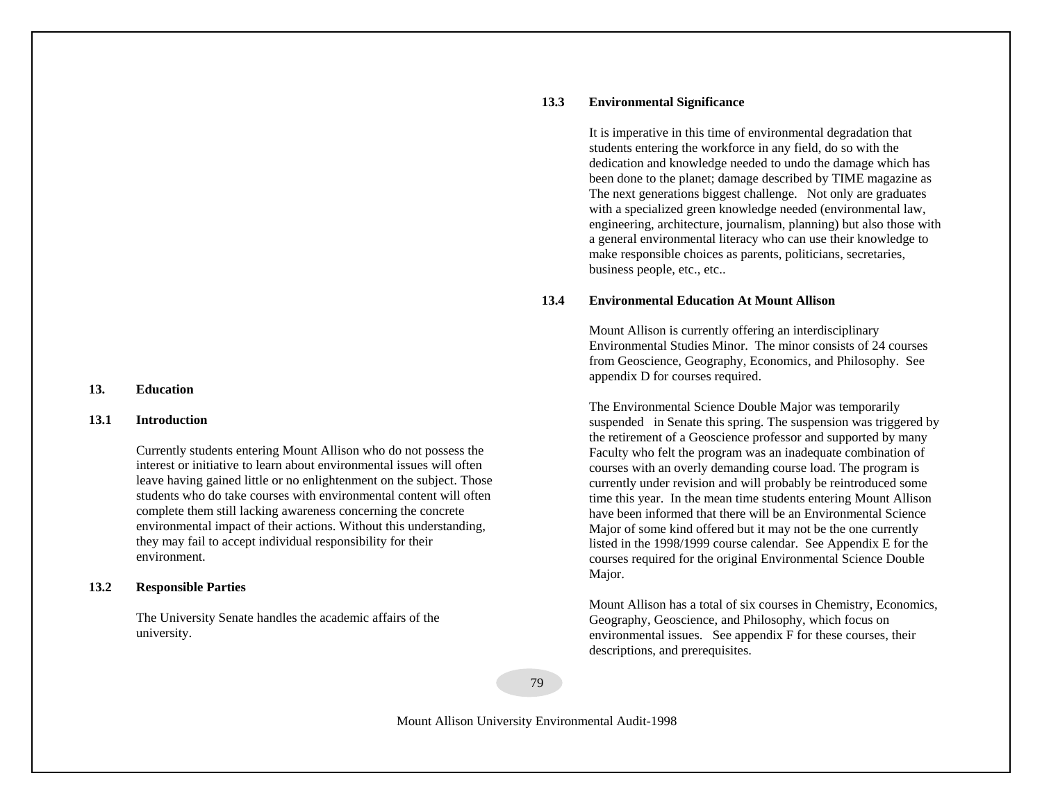## 13. Education

### 13.1 Introduction

Currently students entering Mount Allison who do not possess the interest or initiative to learn about environmental issues will often leave having gained little or no enlightenment on the subject. Those students who do take courses with environmental content will often complete them still lacking awareness concerning the concrete environmental impact of their actions. Without this understanding, they may fail to accept individual responsibility for their environment.

### 13.2 Responsible Parties

The University Senate handles the academic affairs of the university.

### 13.3 Environmental Significance

It is imperative in this time of environmental degradation that students entering the workforce in any field, do so with the dedication and knowledge needed to undo the damage which has been done to the planet; damage described by TIME magazine as The next generations biggest challenge. Not only are graduates with a specialized green knowledge needed (environmental law, engineering, architecture, journalism, planning) but also those with a general environmental literacy who can use their knowledge to make responsible choices as parents, politicians, secretaries, business people, etc., etc..

### 13.4 Environmental Education At Mount Allison

Mount Allison is currently offering an interdisciplinary Environmental Studies Minor. The minor consists of 24 courses from Geoscience, Geography, Economics, and Philosophy. See appendix D for courses required.

The Environmental Science Double Major was temporarily suspended in Senate this spring. The suspension was triggered by the retirement of a Geoscience professor and supported by many Faculty who felt the program was an inadequate combination of courses with an overly demanding course load. The program is currently under revision and will probably be reintroduced some time this year. In the mean time students entering Mount Allison have been informed that there will be an Environmental Science Major of some kind offered but it may not be the one currently listed in the 1998/1999 course calendar. See Appendix E for the courses required for the original Environmental Science Double Major.

Mount Allison has a total of six courses in Chemistry, Economics, Geography, Geoscience, and Philosophy, which focus on environmental issues. See appendix F for these courses, their descriptions, and prerequisites.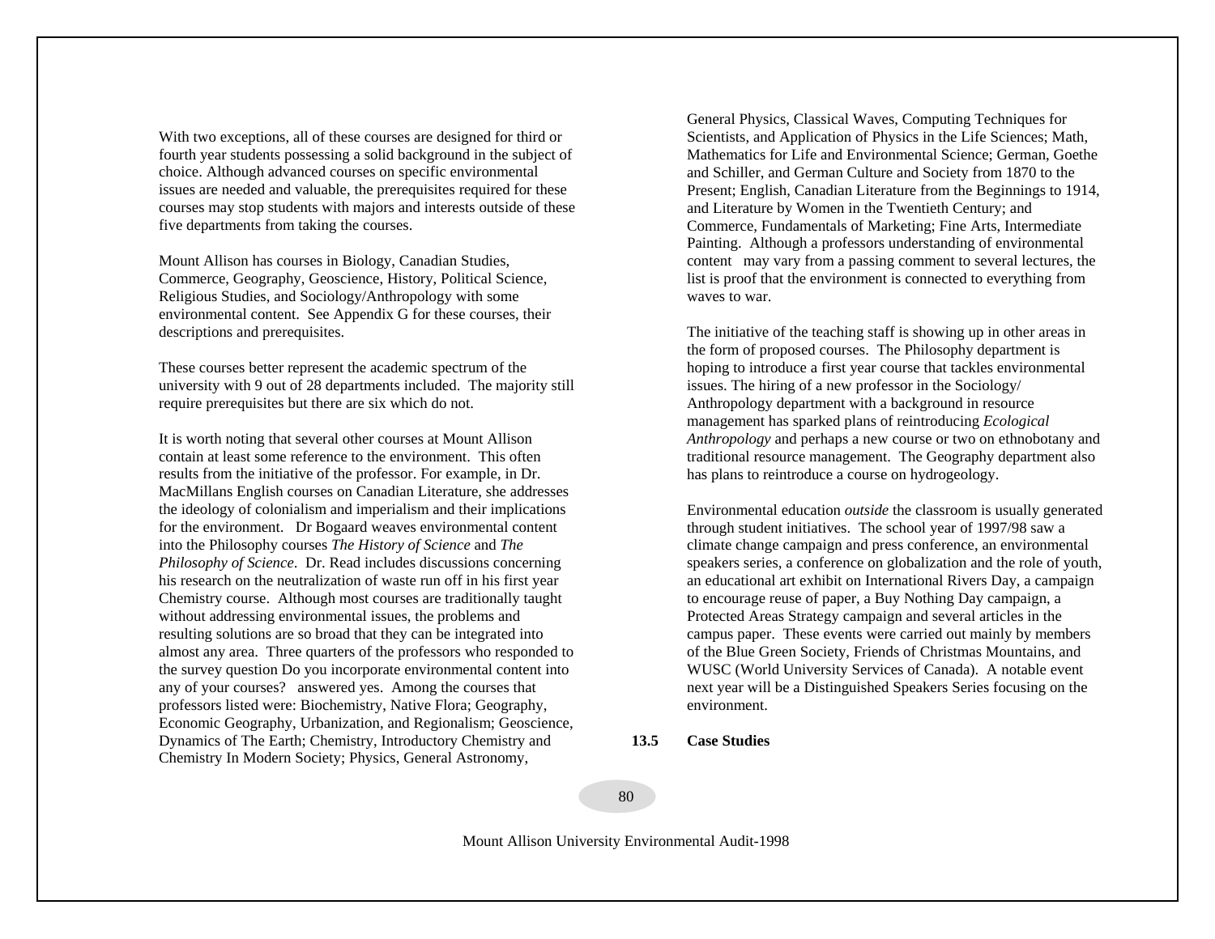With two exceptions, all of these courses are designed for third or fourth year students possessing a solid background in the subject of choice. Although advanced courses on specific environmental issues are needed and valuable, the prerequisites required for these courses may stop students with majors and interests outside of these five departments from taking the courses.

Mount Allison has courses in Biology, Canadian Studies, Commerce, Geography, Geoscience, History, Political Science, Religious Studies, and Sociology/Anthropology with some environmental content. See Appendix G for these courses, their descriptions and prerequisites.

These courses better represent the academic spectrum of the university with 9 out of 28 departments included. The majority still require prerequisites but there are six which do not.

It is worth noting that several other courses at Mount Allison contain at least some reference to the environment. This often results from the initiative of the professor. For example, in Dr. MacMillans English courses on Canadian Literature, she addresses the ideology of colonialism and imperialism and their implications for the environment. Dr Bogaard weaves environmental content into the Philosophy courses *The History of Science* and *The Philosophy of Science*. Dr. Read includes discussions concerning his research on the neutralization of waste run off in his first year Chemistry course. Although most courses are traditionally taught without addressing environmental issues, the problems and resulting solutions are so broad that they can be integrated into almost any area. Three quarters of the professors who responded to the survey question Do you incorporate environmental content into any of your courses? answered yes. Among the courses that professors listed were: Biochemistry, Native Flora; Geography, Economic Geography, Urbanization, and Regionalism; Geoscience, Dynamics of The Earth; Chemistry, Introductory Chemistry and Chemistry In Modern Society; Physics, General Astronomy, General Physics, Classical Waves, Computing Techniques for Scientists, and Application of Physics in the Life Sciences; Math, Mathematics for Life and Environmental Science; German, Goethe and Schiller, and German Culture and Society from 1870 to the Present; English, Canadian Literature from the Beginnings to 1914, and Literature by Women in the Twentieth Century; and Commerce, Fundamentals of Marketing; Fine Arts, Intermediate Painting. Although a professors understanding of environmental content may vary from a passing comment to several lectures, the list is proof that the environment is connected to everything from waves to war.

The initiative of the teaching staff is showing up in other areas in the form of proposed courses. The Philosophy department is hoping to introduce a first year course that tackles environmental issues. The hiring of a new professor in the Sociology/ Anthropology department with a background in resource management has sparked plans of reintroducing *Ecological Anthropology* and perhaps a new course or two on ethnobotany and traditional resource management. The Geography department also has plans to reintroduce a course on hydrogeology.

Environmental education *outside* the classroom is usually generated through student initiatives. The school year of 1997/98 saw a climate change campaign and press conference, an environmental speakers series, a conference on globalization and the role of youth, an educational art exhibit on International Rivers Day, a campaign to encourage reuse of paper, a Buy Nothing Day campaign, a Protected Areas Strategy campaign and several articles in the campus paper. These events were carried out mainly by members of the Blue Green Society, Friends of Christmas Mountains, and WUSC (World University Services of Canada). A notable event next year will be a Distinguished Speakers Series focusing on the environment.

### 13.5 Case Studies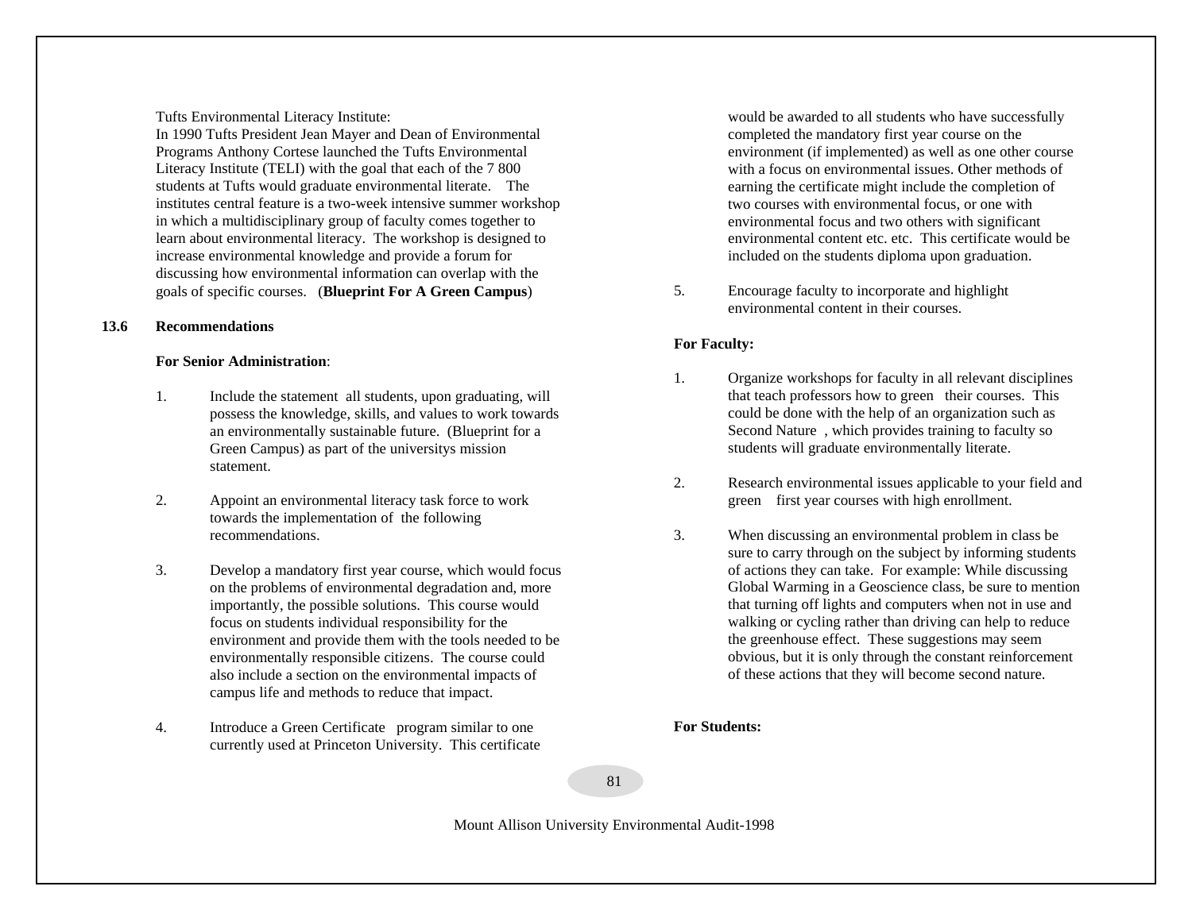Tufts Environmental Literacy Institute:
In 1990 Tufts President Jean Mayer and Dean of Environmental Programs Anthony Cortese launched the Tufts Environmental Literacy Institute (TELI) with the goal that each of the 7 800 students at Tufts would graduate environmental literate. The institutes central feature is a two-week intensive summer workshop in which a multidisciplinary group of faculty comes together to learn about environmental literacy. The workshop is designed to increase environmental knowledge and provide a forum for discussing how environmental information can overlap with the goals of specific courses. (**Blueprint For A Green Campus**)

## 13.6 Recommendations

**For Senior Administration**:

1. Include the statement all students, upon graduating, will possess the knowledge, skills, and values to work towards an environmentally sustainable future. (Blueprint for a Green Campus) as part of the universitys mission statement.

2. Appoint an environmental literacy task force to work towards the implementation of the following recommendations.

3. Develop a mandatory first year course, which would focus on the problems of environmental degradation and, more importantly, the possible solutions. This course would focus on students individual responsibility for the environment and provide them with the tools needed to be environmentally responsible citizens. The course could also include a section on the environmental impacts of campus life and methods to reduce that impact.

4. Introduce a Green Certificate program similar to one currently used at Princeton University. This certificate would be awarded to all students who have successfully completed the mandatory first year course on the environment (if implemented) as well as one other course with a focus on environmental issues. Other methods of earning the certificate might include the completion of two courses with environmental focus, or one with environmental focus and two others with significant environmental content etc. etc. This certificate would be included on the students diploma upon graduation.

5. Encourage faculty to incorporate and highlight environmental content in their courses.

**For Faculty:**

1. Organize workshops for faculty in all relevant disciplines that teach professors how to green their courses. This could be done with the help of an organization such as Second Nature , which provides training to faculty so students will graduate environmentally literate.

2. Research environmental issues applicable to your field and green first year courses with high enrollment.

3. When discussing an environmental problem in class be sure to carry through on the subject by informing students of actions they can take. For example: While discussing Global Warming in a Geoscience class, be sure to mention that turning off lights and computers when not in use and walking or cycling rather than driving can help to reduce the greenhouse effect. These suggestions may seem obvious, but it is only through the constant reinforcement of these actions that they will become second nature.

**For Students:**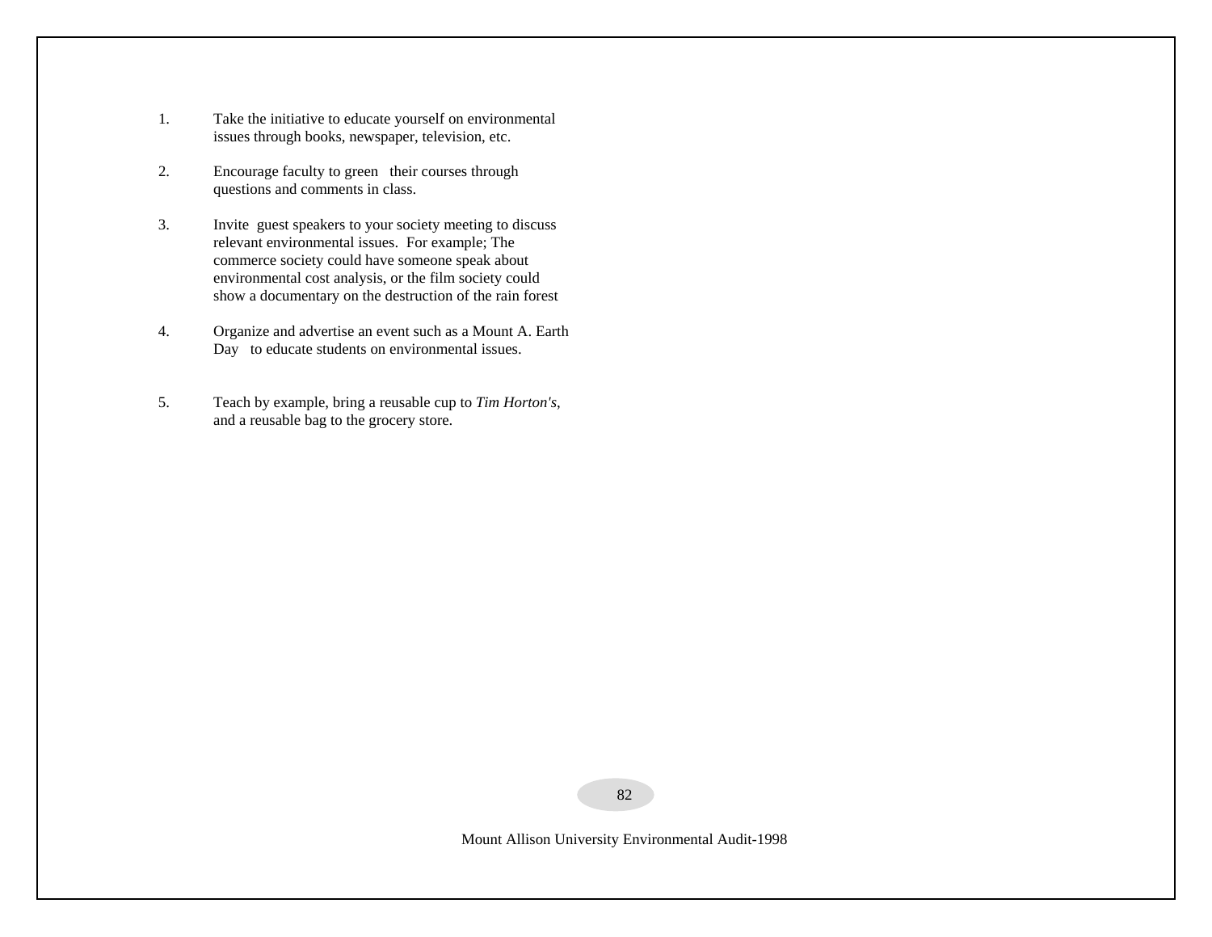1. Take the initiative to educate yourself on environmental issues through books, newspaper, television, etc.

2. Encourage faculty to green their courses through questions and comments in class.

3. Invite guest speakers to your society meeting to discuss relevant environmental issues. For example; The commerce society could have someone speak about environmental cost analysis, or the film society could show a documentary on the destruction of the rain forest

4. Organize and advertise an event such as a Mount A. Earth Day to educate students on environmental issues.

5. Teach by example, bring a reusable cup to *Tim Horton's*, and a reusable bag to the grocery store.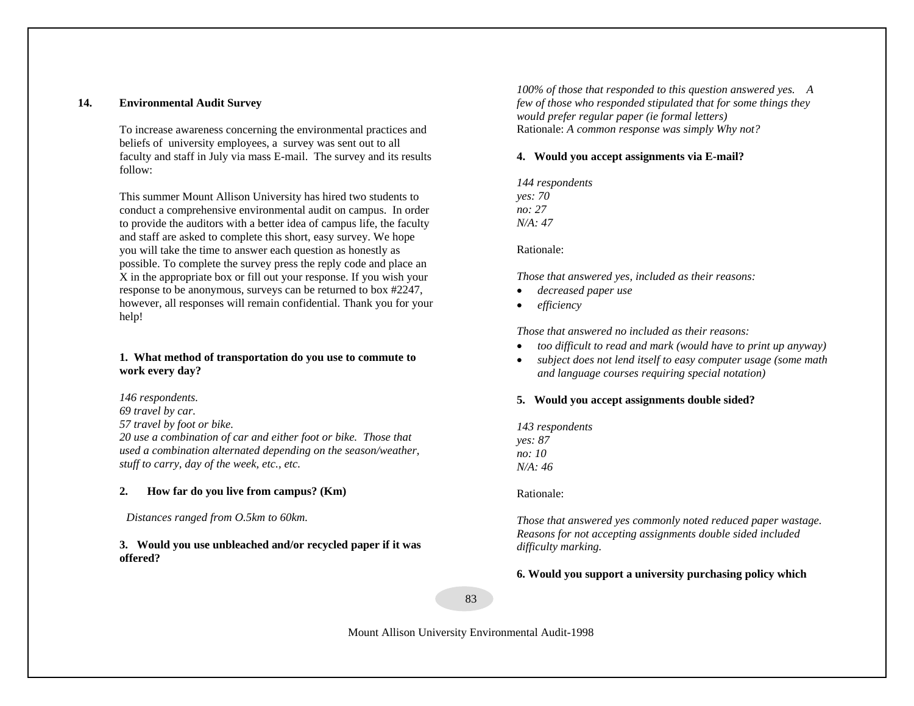## 14. Environmental Audit Survey

To increase awareness concerning the environmental practices and beliefs of university employees, a survey was sent out to all faculty and staff in July via mass E-mail. The survey and its results follow:

This summer Mount Allison University has hired two students to conduct a comprehensive environmental audit on campus. In order to provide the auditors with a better idea of campus life, the faculty and staff are asked to complete this short, easy survey. We hope you will take the time to answer each question as honestly as possible. To complete the survey press the reply code and place an X in the appropriate box or fill out your response. If you wish your response to be anonymous, surveys can be returned to box #2247, however, all responses will remain confidential. Thank you for your help!

**1. What method of transportation do you use to commute to work every day?**

*146 respondents.*
*69 travel by car.*
*57 travel by foot or bike.*
*20 use a combination of car and either foot or bike. Those that used a combination alternated depending on the season/weather, stuff to carry, day of the week, etc., etc.*

**2. How far do you live from campus? (Km)**

*Distances ranged from O.5km to 60km.*

**3. Would you use unbleached and/or recycled paper if it was offered?**

*100% of those that responded to this question answered yes. A few of those who responded stipulated that for some things they would prefer regular paper (ie formal letters)*
Rationale: *A common response was simply Why not?*

**4. Would you accept assignments via E-mail?**

*144 respondents*
*yes: 70*
*no: 27*
*N/A: 47*

Rationale:

*Those that answered yes, included as their reasons:*

- *decreased paper use*
- *efficiency*

*Those that answered no included as their reasons:*

- *too difficult to read and mark (would have to print up anyway)*
- *subject does not lend itself to easy computer usage (some math and language courses requiring special notation)*

**5. Would you accept assignments double sided?**

*143 respondents*
*yes: 87*
*no: 10*
*N/A: 46*

Rationale:

*Those that answered yes commonly noted reduced paper wastage. Reasons for not accepting assignments double sided included difficulty marking.*

**6. Would you support a university purchasing policy which**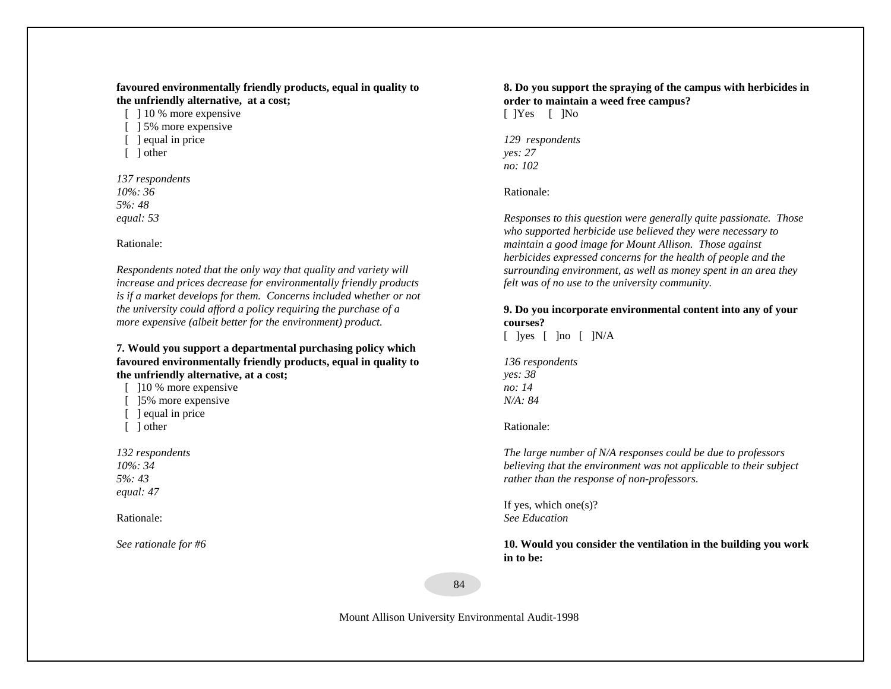**favoured environmentally friendly products, equal in quality to the unfriendly alternative, at a cost;**

[ ] 10 % more expensive
[ ] 5% more expensive
[ ] equal in price
[ ] other

*137 respondents*
*10%: 36*
*5%: 48*
*equal: 53*

Rationale:

*Respondents noted that the only way that quality and variety will increase and prices decrease for environmentally friendly products is if a market develops for them. Concerns included whether or not the university could afford a policy requiring the purchase of a more expensive (albeit better for the environment) product.*

**7. Would you support a departmental purchasing policy which favoured environmentally friendly products, equal in quality to the unfriendly alternative, at a cost;**

[ ]10 % more expensive
[ ]5% more expensive
[ ] equal in price
[ ] other

*132 respondents*
*10%: 34*
*5%: 43*
*equal: 47*

Rationale:

*See rationale for #6*

**8. Do you support the spraying of the campus with herbicides in order to maintain a weed free campus?**

[ ]Yes [ ]No

*129 respondents*
*yes: 27*
*no: 102*

Rationale:

*Responses to this question were generally quite passionate. Those who supported herbicide use believed they were necessary to maintain a good image for Mount Allison. Those against herbicides expressed concerns for the health of people and the surrounding environment, as well as money spent in an area they felt was of no use to the university community.*

**9. Do you incorporate environmental content into any of your courses?**

[ ]yes [ ]no [ ]N/A

*136 respondents*
*yes: 38*
*no: 14*
*N/A: 84*

Rationale:

*The large number of N/A responses could be due to professors believing that the environment was not applicable to their subject rather than the response of non-professors.*

If yes, which one(s)?
*See Education*

**10. Would you consider the ventilation in the building you work in to be:**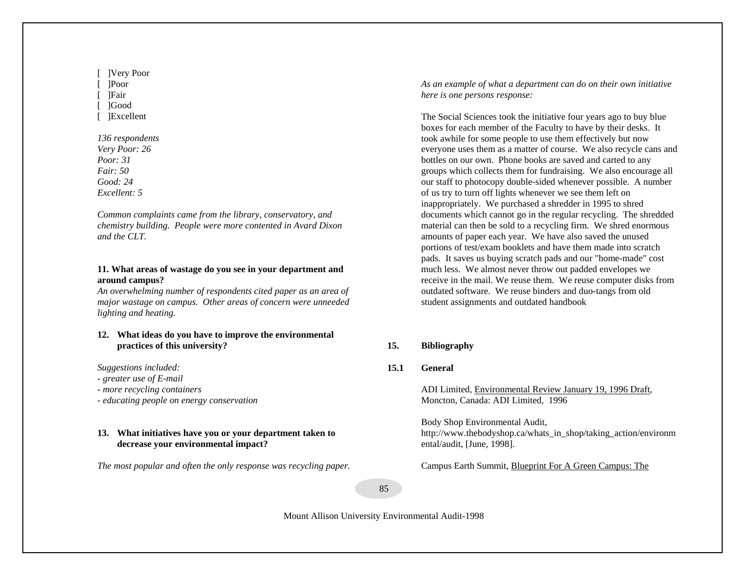[ ]Very Poor
[ ]Poor
[ ]Fair
[ ]Good
[ ]Excellent

*136 respondents*
*Very Poor: 26*
*Poor: 31*
*Fair: 50*
*Good: 24*
*Excellent: 5*

*Common complaints came from the library, conservatory, and chemistry building. People were more contented in Avard Dixon and the CLT.*

**11. What areas of wastage do you see in your department and around campus?**

*An overwhelming number of respondents cited paper as an area of major wastage on campus. Other areas of concern were unneeded lighting and heating.*

**12. What ideas do you have to improve the environmental practices of this university?**

*Suggestions included:*
*- greater use of E-mail*
*- more recycling containers*
*- educating people on energy conservation*

**13. What initiatives have you or your department taken to decrease your environmental impact?**

*The most popular and often the only response was recycling paper.*

*As an example of what a department can do on their own initiative here is one persons response:*

The Social Sciences took the initiative four years ago to buy blue boxes for each member of the Faculty to have by their desks. It took awhile for some people to use them effectively but now everyone uses them as a matter of course. We also recycle cans and bottles on our own. Phone books are saved and carted to any groups which collects them for fundraising. We also encourage all our staff to photocopy double-sided whenever possible. A number of us try to turn off lights whenever we see them left on inappropriately. We purchased a shredder in 1995 to shred documents which cannot go in the regular recycling. The shredded material can then be sold to a recycling firm. We shred enormous amounts of paper each year. We have also saved the unused portions of test/exam booklets and have them made into scratch pads. It saves us buying scratch pads and our "home-made" cost much less. We almost never throw out padded envelopes we receive in the mail. We reuse them. We reuse computer disks from outdated software. We reuse binders and duo-tangs from old student assignments and outdated handbook

## 15. Bibliography

### 15.1 General

ADI Limited, Environmental Review January 19, 1996 Draft, Moncton, Canada: ADI Limited, 1996

Body Shop Environmental Audit, http://www.thebodyshop.ca/whats_in_shop/taking_action/environmental/audit, [June, 1998].

Campus Earth Summit, Blueprint For A Green Campus: The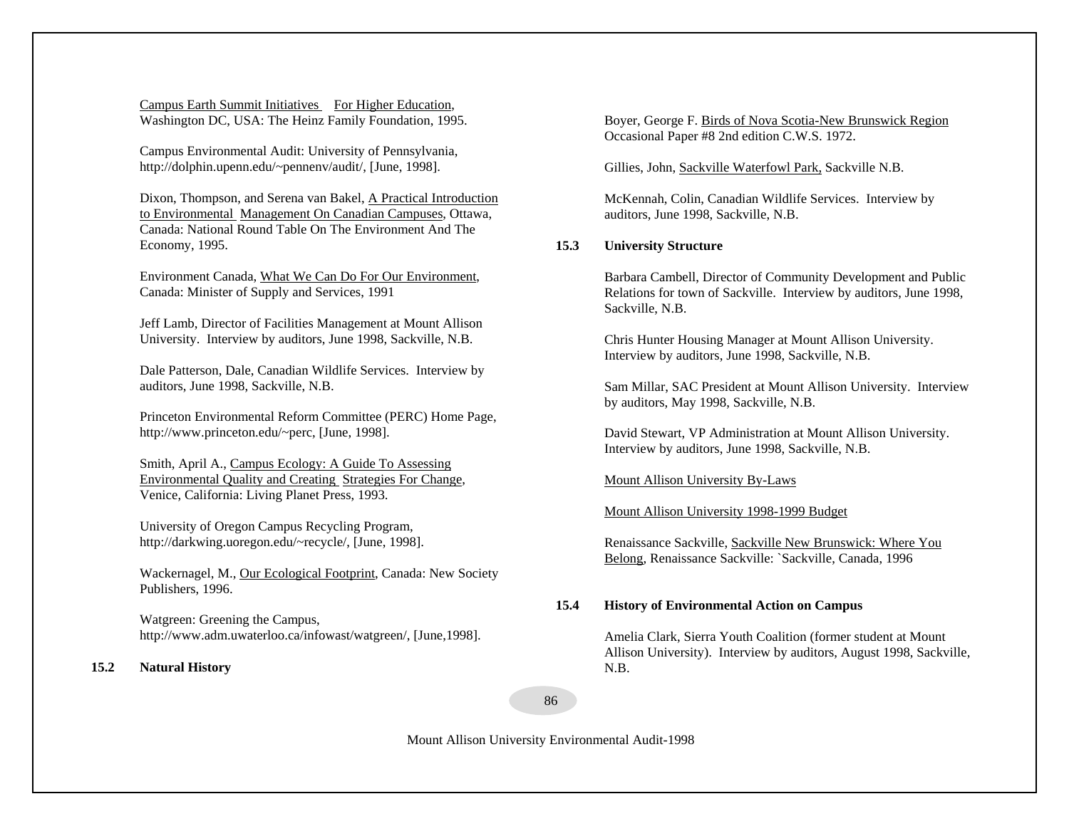Campus Earth Summit Initiatives For Higher Education, Washington DC, USA: The Heinz Family Foundation, 1995.

Campus Environmental Audit: University of Pennsylvania, http://dolphin.upenn.edu/~pennenv/audit/, [June, 1998].

Dixon, Thompson, and Serena van Bakel, A Practical Introduction to Environmental Management On Canadian Campuses, Ottawa, Canada: National Round Table On The Environment And The Economy, 1995.

Environment Canada, What We Can Do For Our Environment, Canada: Minister of Supply and Services, 1991

Jeff Lamb, Director of Facilities Management at Mount Allison University. Interview by auditors, June 1998, Sackville, N.B.

Dale Patterson, Dale, Canadian Wildlife Services. Interview by auditors, June 1998, Sackville, N.B.

Princeton Environmental Reform Committee (PERC) Home Page, http://www.princeton.edu/~perc, [June, 1998].

Smith, April A., Campus Ecology: A Guide To Assessing Environmental Quality and Creating Strategies For Change, Venice, California: Living Planet Press, 1993.

University of Oregon Campus Recycling Program, http://darkwing.uoregon.edu/~recycle/, [June, 1998].

Wackernagel, M., Our Ecological Footprint, Canada: New Society Publishers, 1996.

Watgreen: Greening the Campus, http://www.adm.uwaterloo.ca/infowast/watgreen/, [June,1998].

### 15.2 Natural History

Boyer, George F. Birds of Nova Scotia-New Brunswick Region Occasional Paper #8 2nd edition C.W.S. 1972.

Gillies, John, Sackville Waterfowl Park, Sackville N.B.

McKennah, Colin, Canadian Wildlife Services. Interview by auditors, June 1998, Sackville, N.B.

### 15.3 University Structure

Barbara Cambell, Director of Community Development and Public Relations for town of Sackville. Interview by auditors, June 1998, Sackville, N.B.

Chris Hunter Housing Manager at Mount Allison University. Interview by auditors, June 1998, Sackville, N.B.

Sam Millar, SAC President at Mount Allison University. Interview by auditors, May 1998, Sackville, N.B.

David Stewart, VP Administration at Mount Allison University. Interview by auditors, June 1998, Sackville, N.B.

Mount Allison University By-Laws

Mount Allison University 1998-1999 Budget

Renaissance Sackville, Sackville New Brunswick: Where You Belong, Renaissance Sackville: `Sackville, Canada, 1996

### 15.4 History of Environmental Action on Campus

Amelia Clark, Sierra Youth Coalition (former student at Mount Allison University). Interview by auditors, August 1998, Sackville, N.B.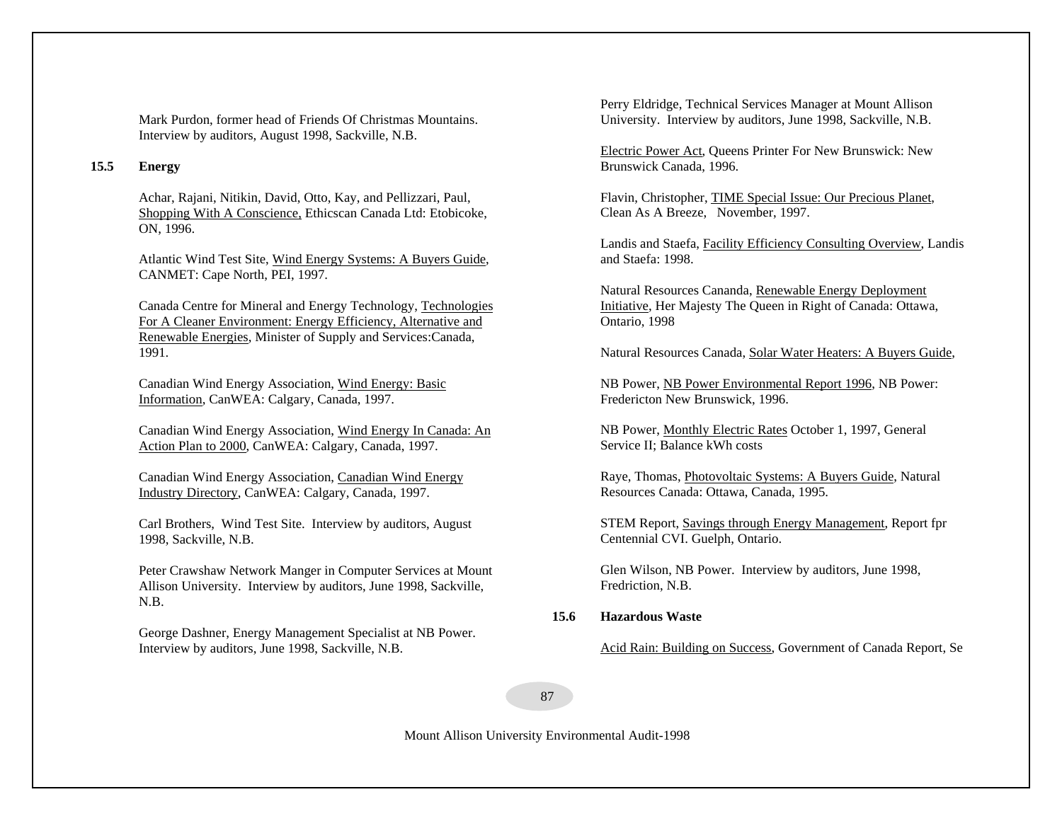Mark Purdon, former head of Friends Of Christmas Mountains. Interview by auditors, August 1998, Sackville, N.B.

## 15.5 Energy

Achar, Rajani, Nitikin, David, Otto, Kay, and Pellizzari, Paul, Shopping With A Conscience, Ethicscan Canada Ltd: Etobicoke, ON, 1996.

Atlantic Wind Test Site, Wind Energy Systems: A Buyers Guide, CANMET: Cape North, PEI, 1997.

Canada Centre for Mineral and Energy Technology, Technologies For A Cleaner Environment: Energy Efficiency, Alternative and Renewable Energies, Minister of Supply and Services:Canada, 1991.

Canadian Wind Energy Association, Wind Energy: Basic Information, CanWEA: Calgary, Canada, 1997.

Canadian Wind Energy Association, Wind Energy In Canada: An Action Plan to 2000, CanWEA: Calgary, Canada, 1997.

Canadian Wind Energy Association, Canadian Wind Energy Industry Directory, CanWEA: Calgary, Canada, 1997.

Carl Brothers, Wind Test Site. Interview by auditors, August 1998, Sackville, N.B.

Peter Crawshaw Network Manger in Computer Services at Mount Allison University. Interview by auditors, June 1998, Sackville, N.B.

George Dashner, Energy Management Specialist at NB Power. Interview by auditors, June 1998, Sackville, N.B.

Perry Eldridge, Technical Services Manager at Mount Allison University. Interview by auditors, June 1998, Sackville, N.B.

Electric Power Act, Queens Printer For New Brunswick: New Brunswick Canada, 1996.

Flavin, Christopher, TIME Special Issue: Our Precious Planet, Clean As A Breeze, November, 1997.

Landis and Staefa, Facility Efficiency Consulting Overview, Landis and Staefa: 1998.

Natural Resources Cananda, Renewable Energy Deployment Initiative, Her Majesty The Queen in Right of Canada: Ottawa, Ontario, 1998

Natural Resources Canada, Solar Water Heaters: A Buyers Guide,

NB Power, NB Power Environmental Report 1996, NB Power: Fredericton New Brunswick, 1996.

NB Power, Monthly Electric Rates October 1, 1997, General Service II; Balance kWh costs

Raye, Thomas, Photovoltaic Systems: A Buyers Guide, Natural Resources Canada: Ottawa, Canada, 1995.

STEM Report, Savings through Energy Management, Report fpr Centennial CVI. Guelph, Ontario.

Glen Wilson, NB Power. Interview by auditors, June 1998, Fredriction, N.B.

## 15.6 Hazardous Waste

Acid Rain: Building on Success, Government of Canada Report, Se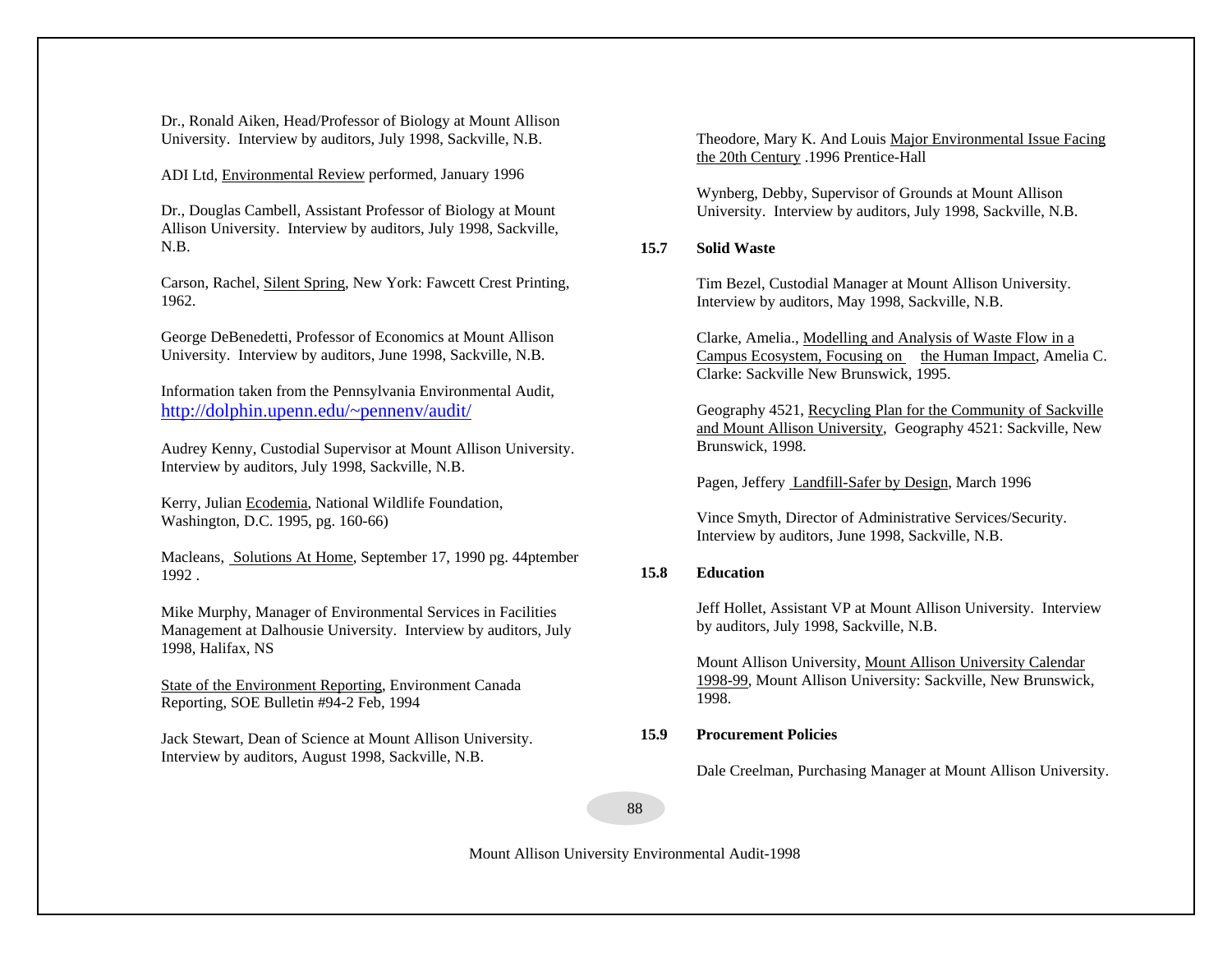Dr., Ronald Aiken, Head/Professor of Biology at Mount Allison University. Interview by auditors, July 1998, Sackville, N.B.

ADI Ltd, Environmental Review performed, January 1996

Dr., Douglas Cambell, Assistant Professor of Biology at Mount Allison University. Interview by auditors, July 1998, Sackville, N.B.

Carson, Rachel, Silent Spring, New York: Fawcett Crest Printing, 1962.

George DeBenedetti, Professor of Economics at Mount Allison University. Interview by auditors, June 1998, Sackville, N.B.

Information taken from the Pennsylvania Environmental Audit, http://dolphin.upenn.edu/~pennenv/audit/

Audrey Kenny, Custodial Supervisor at Mount Allison University. Interview by auditors, July 1998, Sackville, N.B.

Kerry, Julian Ecodemia, National Wildlife Foundation, Washington, D.C. 1995, pg. 160-66)

Macleans, Solutions At Home, September 17, 1990 pg. 44ptember 1992 .

Mike Murphy, Manager of Environmental Services in Facilities Management at Dalhousie University. Interview by auditors, July 1998, Halifax, NS

State of the Environment Reporting, Environment Canada Reporting, SOE Bulletin #94-2 Feb, 1994

Jack Stewart, Dean of Science at Mount Allison University. Interview by auditors, August 1998, Sackville, N.B.

Theodore, Mary K. And Louis Major Environmental Issue Facing the 20th Century .1996 Prentice-Hall

Wynberg, Debby, Supervisor of Grounds at Mount Allison University. Interview by auditors, July 1998, Sackville, N.B.

### 15.7 Solid Waste

Tim Bezel, Custodial Manager at Mount Allison University. Interview by auditors, May 1998, Sackville, N.B.

Clarke, Amelia., Modelling and Analysis of Waste Flow in a Campus Ecosystem, Focusing on the Human Impact, Amelia C. Clarke: Sackville New Brunswick, 1995.

Geography 4521, Recycling Plan for the Community of Sackville and Mount Allison University, Geography 4521: Sackville, New Brunswick, 1998.

Pagen, Jeffery Landfill-Safer by Design, March 1996

Vince Smyth, Director of Administrative Services/Security. Interview by auditors, June 1998, Sackville, N.B.

### 15.8 Education

Jeff Hollet, Assistant VP at Mount Allison University. Interview by auditors, July 1998, Sackville, N.B.

Mount Allison University, Mount Allison University Calendar 1998-99, Mount Allison University: Sackville, New Brunswick, 1998.

### 15.9 Procurement Policies

Dale Creelman, Purchasing Manager at Mount Allison University.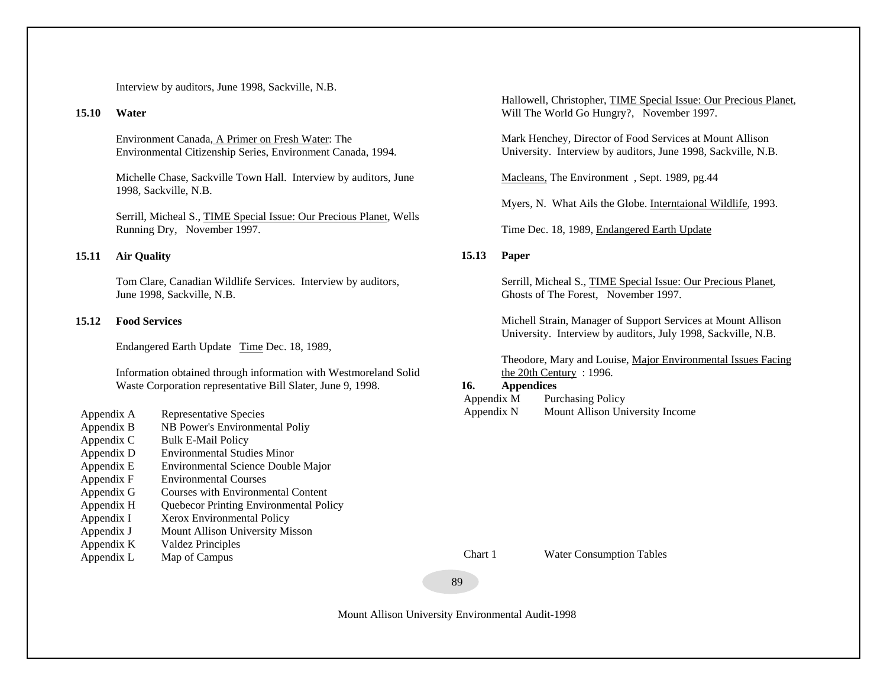Interview by auditors, June 1998, Sackville, N.B.

### 15.10 Water

Environment Canada, A Primer on Fresh Water: The Environmental Citizenship Series, Environment Canada, 1994.

Michelle Chase, Sackville Town Hall. Interview by auditors, June 1998, Sackville, N.B.

Serrill, Micheal S., TIME Special Issue: Our Precious Planet, Wells Running Dry, November 1997.

### 15.11 Air Quality

Tom Clare, Canadian Wildlife Services. Interview by auditors, June 1998, Sackville, N.B.

### 15.12 Food Services

Endangered Earth Update Time Dec. 18, 1989,

Information obtained through information with Westmoreland Solid Waste Corporation representative Bill Slater, June 9, 1998.

Hallowell, Christopher, TIME Special Issue: Our Precious Planet, Will The World Go Hungry?, November 1997.

Mark Henchey, Director of Food Services at Mount Allison University. Interview by auditors, June 1998, Sackville, N.B.

Macleans, The Environment , Sept. 1989, pg.44

Myers, N. What Ails the Globe. Interntaional Wildlife, 1993.

Time Dec. 18, 1989, Endangered Earth Update

### 15.13 Paper

Serrill, Micheal S., TIME Special Issue: Our Precious Planet, Ghosts of The Forest, November 1997.

Michell Strain, Manager of Support Services at Mount Allison University. Interview by auditors, July 1998, Sackville, N.B.

Theodore, Mary and Louise, Major Environmental Issues Facing the 20th Century : 1996.

## 16. Appendices

| | |
|---|---|
| Appendix A | Representative Species |
| Appendix B | NB Power's Environmental Poliy |
| Appendix C | Bulk E-Mail Policy |
| Appendix D | Environmental Studies Minor |
| Appendix E | Environmental Science Double Major |
| Appendix F | Environmental Courses |
| Appendix G | Courses with Environmental Content |
| Appendix H | Quebecor Printing Environmental Policy |
| Appendix I | Xerox Environmental Policy |
| Appendix J | Mount Allison University Misson |
| Appendix K | Valdez Principles |
| Appendix L | Map of Campus |
| Appendix M | Purchasing Policy |
| Appendix N | Mount Allison University Income |
| Chart 1 | Water Consumption Tables |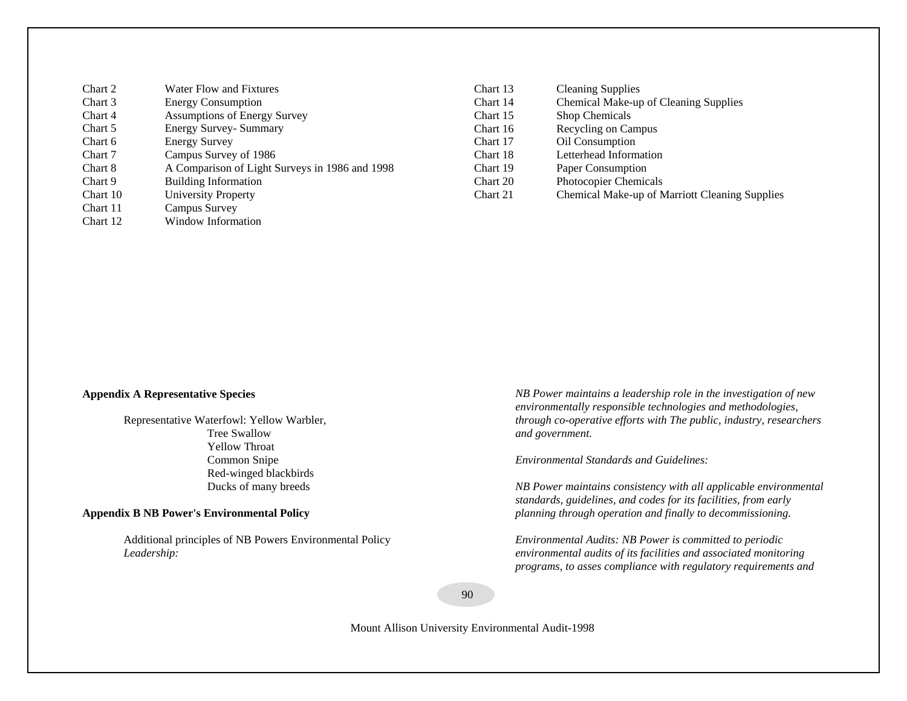| | |
|---|---|
| Chart 2 | Water Flow and Fixtures |
| Chart 3 | Energy Consumption |
| Chart 4 | Assumptions of Energy Survey |
| Chart 5 | Energy Survey- Summary |
| Chart 6 | Energy Survey |
| Chart 7 | Campus Survey of 1986 |
| Chart 8 | A Comparison of Light Surveys in 1986 and 1998 |
| Chart 9 | Building Information |
| Chart 10 | University Property |
| Chart 11 | Campus Survey |
| Chart 12 | Window Information |
| Chart 13 | Cleaning Supplies |
| Chart 14 | Chemical Make-up of Cleaning Supplies |
| Chart 15 | Shop Chemicals |
| Chart 16 | Recycling on Campus |
| Chart 17 | Oil Consumption |
| Chart 18 | Letterhead Information |
| Chart 19 | Paper Consumption |
| Chart 20 | Photocopier Chemicals |
| Chart 21 | Chemical Make-up of Marriott Cleaning Supplies |

**Appendix A Representative Species**

Representative Waterfowl: Yellow Warbler,
Tree Swallow
Yellow Throat
Common Snipe
Red-winged blackbirds
Ducks of many breeds

**Appendix B NB Power's Environmental Policy**

Additional principles of NB Powers Environmental Policy
*Leadership:*

*NB Power maintains a leadership role in the investigation of new environmentally responsible technologies and methodologies, through co-operative efforts with The public, industry, researchers and government.*

*Environmental Standards and Guidelines:*

*NB Power maintains consistency with all applicable environmental standards, guidelines, and codes for its facilities, from early planning through operation and finally to decommissioning.*

*Environmental Audits: NB Power is committed to periodic environmental audits of its facilities and associated monitoring programs, to asses compliance with regulatory requirements and*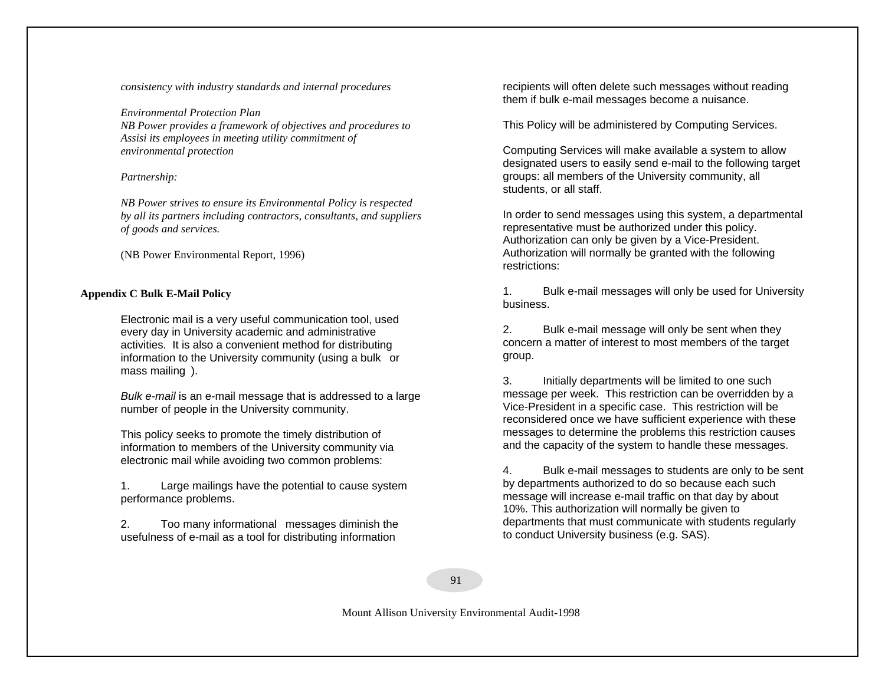*consistency with industry standards and internal procedures*

*Environmental Protection Plan*
*NB Power provides a framework of objectives and procedures to Assisi its employees in meeting utility commitment of environmental protection*

*Partnership:*

*NB Power strives to ensure its Environmental Policy is respected by all its partners including contractors, consultants, and suppliers of goods and services.*

(NB Power Environmental Report, 1996)

**Appendix C Bulk E-Mail Policy**

Electronic mail is a very useful communication tool, used every day in University academic and administrative activities. It is also a convenient method for distributing information to the University community (using a bulk or mass mailing ).

*Bulk e-mail* is an e-mail message that is addressed to a large number of people in the University community.

This policy seeks to promote the timely distribution of information to members of the University community via electronic mail while avoiding two common problems:

1. Large mailings have the potential to cause system performance problems.

2. Too many informational messages diminish the usefulness of e-mail as a tool for distributing information recipients will often delete such messages without reading them if bulk e-mail messages become a nuisance.

This Policy will be administered by Computing Services.

Computing Services will make available a system to allow designated users to easily send e-mail to the following target groups: all members of the University community, all students, or all staff.

In order to send messages using this system, a departmental representative must be authorized under this policy. Authorization can only be given by a Vice-President. Authorization will normally be granted with the following restrictions:

1. Bulk e-mail messages will only be used for University business.

2. Bulk e-mail message will only be sent when they concern a matter of interest to most members of the target group.

3. Initially departments will be limited to one such message per week. This restriction can be overridden by a Vice-President in a specific case. This restriction will be reconsidered once we have sufficient experience with these messages to determine the problems this restriction causes and the capacity of the system to handle these messages.

4. Bulk e-mail messages to students are only to be sent by departments authorized to do so because each such message will increase e-mail traffic on that day by about 10%. This authorization will normally be given to departments that must communicate with students regularly to conduct University business (e.g. SAS).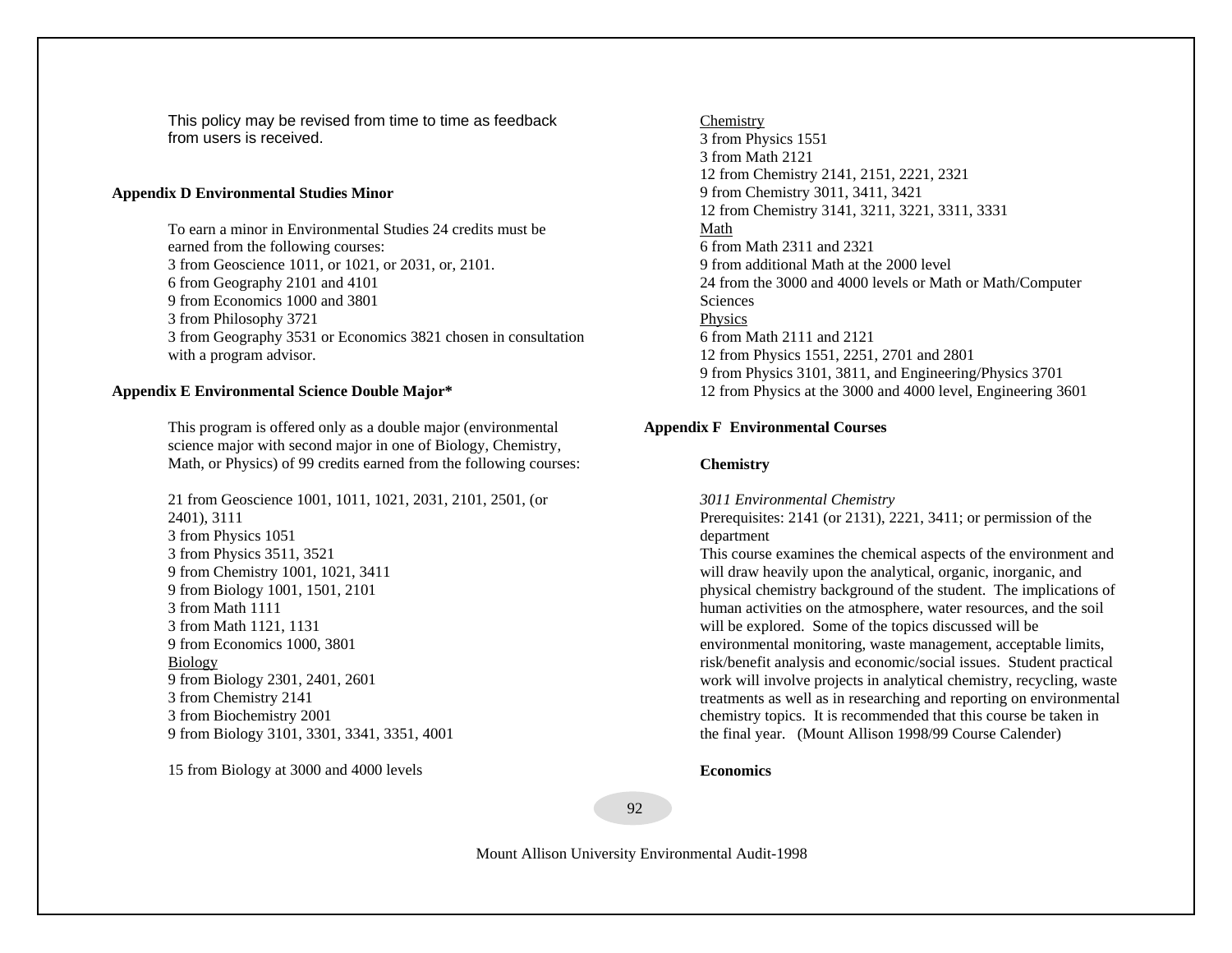This policy may be revised from time to time as feedback from users is received.

### Appendix D Environmental Studies Minor

To earn a minor in Environmental Studies 24 credits must be earned from the following courses:
3 from Geoscience 1011, or 1021, or 2031, or, 2101.
6 from Geography 2101 and 4101
9 from Economics 1000 and 3801
3 from Philosophy 3721
3 from Geography 3531 or Economics 3821 chosen in consultation with a program advisor.

### Appendix E Environmental Science Double Major*

This program is offered only as a double major (environmental science major with second major in one of Biology, Chemistry, Math, or Physics) of 99 credits earned from the following courses:

21 from Geoscience 1001, 1011, 1021, 2031, 2101, 2501, (or 2401), 3111
3 from Physics 1051
3 from Physics 3511, 3521
9 from Chemistry 1001, 1021, 3411
9 from Biology 1001, 1501, 2101
3 from Math 1111
3 from Math 1121, 1131
9 from Economics 1000, 3801

Biology
9 from Biology 2301, 2401, 2601
3 from Chemistry 2141
3 from Biochemistry 2001
9 from Biology 3101, 3301, 3341, 3351, 4001

15 from Biology at 3000 and 4000 levels

Chemistry
3 from Physics 1551
3 from Math 2121
12 from Chemistry 2141, 2151, 2221, 2321
9 from Chemistry 3011, 3411, 3421
12 from Chemistry 3141, 3211, 3221, 3311, 3331

Math
6 from Math 2311 and 2321
9 from additional Math at the 2000 level
24 from the 3000 and 4000 levels or Math or Math/Computer Sciences

Physics
6 from Math 2111 and 2121
12 from Physics 1551, 2251, 2701 and 2801
9 from Physics 3101, 3811, and Engineering/Physics 3701
12 from Physics at the 3000 and 4000 level, Engineering 3601

### Appendix F Environmental Courses

#### Chemistry

*3011 Environmental Chemistry*
Prerequisites: 2141 (or 2131), 2221, 3411; or permission of the department
This course examines the chemical aspects of the environment and will draw heavily upon the analytical, organic, inorganic, and physical chemistry background of the student. The implications of human activities on the atmosphere, water resources, and the soil will be explored. Some of the topics discussed will be environmental monitoring, waste management, acceptable limits, risk/benefit analysis and economic/social issues. Student practical work will involve projects in analytical chemistry, recycling, waste treatments as well as in researching and reporting on environmental chemistry topics. It is recommended that this course be taken in the final year. (Mount Allison 1998/99 Course Calender)

#### Economics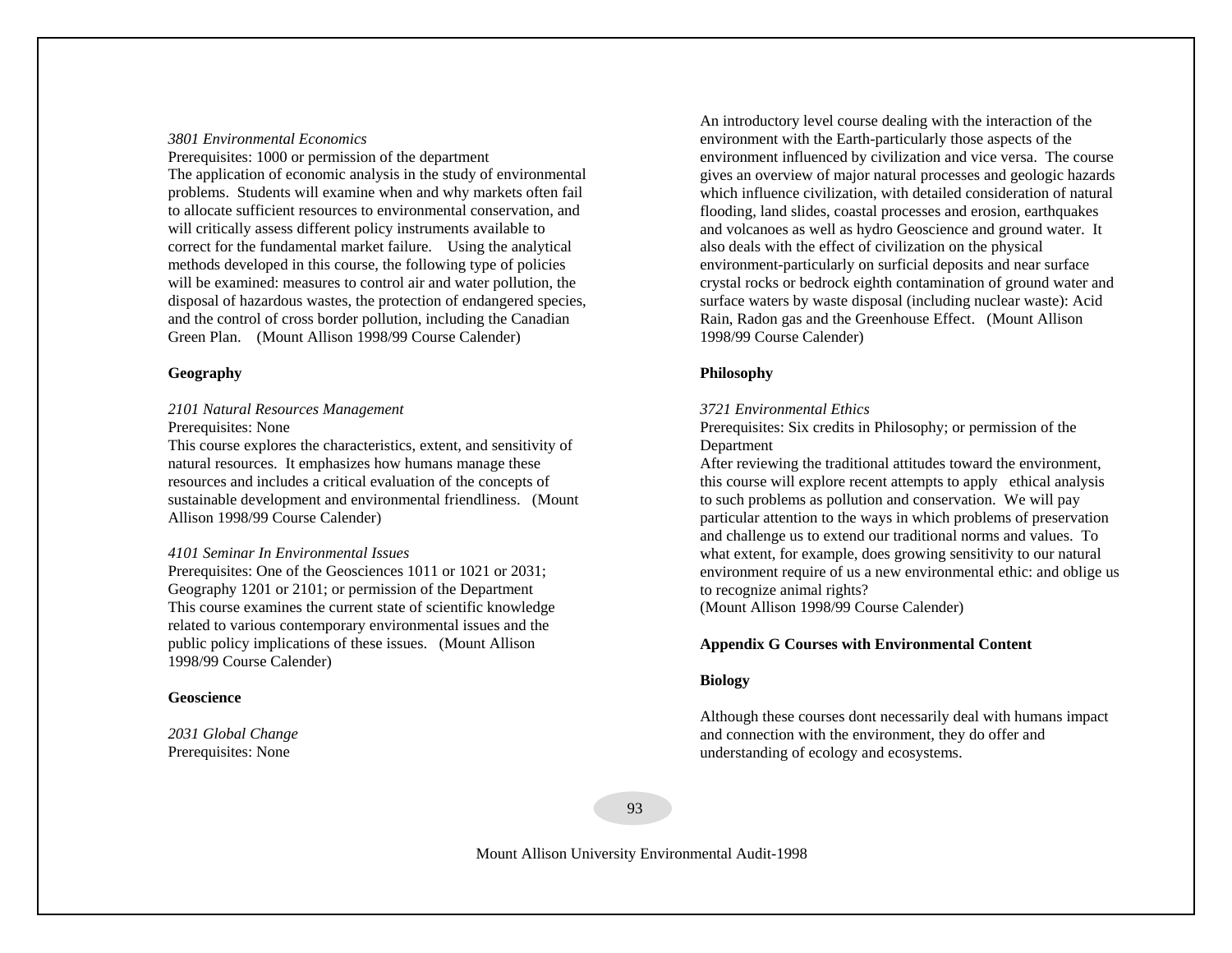*3801 Environmental Economics*
Prerequisites: 1000 or permission of the department
The application of economic analysis in the study of environmental problems. Students will examine when and why markets often fail to allocate sufficient resources to environmental conservation, and will critically assess different policy instruments available to correct for the fundamental market failure. Using the analytical methods developed in this course, the following type of policies will be examined: measures to control air and water pollution, the disposal of hazardous wastes, the protection of endangered species, and the control of cross border pollution, including the Canadian Green Plan. (Mount Allison 1998/99 Course Calender)

**Geography**

*2101 Natural Resources Management*
Prerequisites: None
This course explores the characteristics, extent, and sensitivity of natural resources. It emphasizes how humans manage these resources and includes a critical evaluation of the concepts of sustainable development and environmental friendliness. (Mount Allison 1998/99 Course Calender)

*4101 Seminar In Environmental Issues*
Prerequisites: One of the Geosciences 1011 or 1021 or 2031; Geography 1201 or 2101; or permission of the Department
This course examines the current state of scientific knowledge related to various contemporary environmental issues and the public policy implications of these issues. (Mount Allison 1998/99 Course Calender)

**Geoscience**

*2031 Global Change*
Prerequisites: None
An introductory level course dealing with the interaction of the environment with the Earth-particularly those aspects of the environment influenced by civilization and vice versa. The course gives an overview of major natural processes and geologic hazards which influence civilization, with detailed consideration of natural flooding, land slides, coastal processes and erosion, earthquakes and volcanoes as well as hydro Geoscience and ground water. It also deals with the effect of civilization on the physical environment-particularly on surficial deposits and near surface crystal rocks or bedrock eighth contamination of ground water and surface waters by waste disposal (including nuclear waste): Acid Rain, Radon gas and the Greenhouse Effect. (Mount Allison 1998/99 Course Calender)

**Philosophy**

*3721 Environmental Ethics*
Prerequisites: Six credits in Philosophy; or permission of the Department
After reviewing the traditional attitudes toward the environment, this course will explore recent attempts to apply ethical analysis to such problems as pollution and conservation. We will pay particular attention to the ways in which problems of preservation and challenge us to extend our traditional norms and values. To what extent, for example, does growing sensitivity to our natural environment require of us a new environmental ethic: and oblige us to recognize animal rights?
(Mount Allison 1998/99 Course Calender)

**Appendix G Courses with Environmental Content**

**Biology**

Although these courses dont necessarily deal with humans impact and connection with the environment, they do offer and understanding of ecology and ecosystems.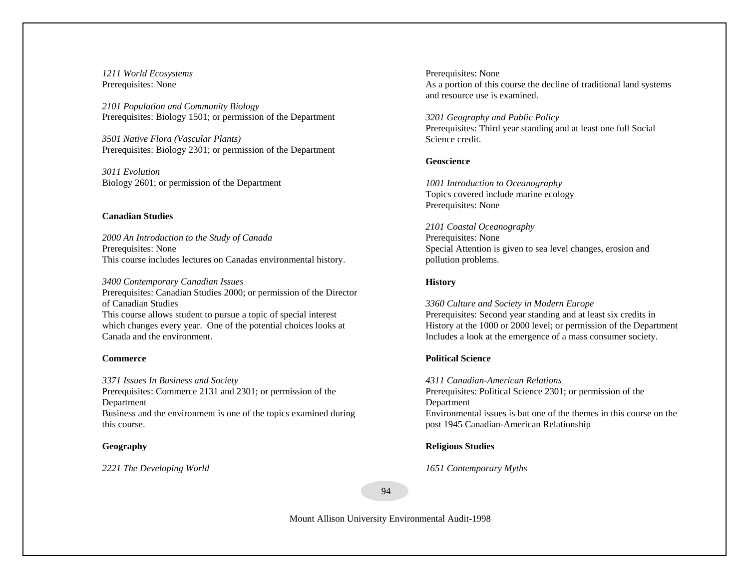*1211 World Ecosystems*
Prerequisites: None

*2101 Population and Community Biology*
Prerequisites: Biology 1501; or permission of the Department

*3501 Native Flora (Vascular Plants)*
Prerequisites: Biology 2301; or permission of the Department

*3011 Evolution*
Biology 2601; or permission of the Department

**Canadian Studies**

*2000 An Introduction to the Study of Canada*
Prerequisites: None
This course includes lectures on Canadas environmental history.

*3400 Contemporary Canadian Issues*
Prerequisites: Canadian Studies 2000; or permission of the Director of Canadian Studies
This course allows student to pursue a topic of special interest which changes every year. One of the potential choices looks at Canada and the environment.

**Commerce**

*3371 Issues In Business and Society*
Prerequisites: Commerce 2131 and 2301; or permission of the Department
Business and the environment is one of the topics examined during this course.

**Geography**

*2221 The Developing World*
Prerequisites: None
As a portion of this course the decline of traditional land systems and resource use is examined.

*3201 Geography and Public Policy*
Prerequisites: Third year standing and at least one full Social Science credit.

**Geoscience**

*1001 Introduction to Oceanography*
Topics covered include marine ecology
Prerequisites: None

*2101 Coastal Oceanography*
Prerequisites: None
Special Attention is given to sea level changes, erosion and pollution problems.

**History**

*3360 Culture and Society in Modern Europe*
Prerequisites: Second year standing and at least six credits in History at the 1000 or 2000 level; or permission of the Department
Includes a look at the emergence of a mass consumer society.

**Political Science**

*4311 Canadian-American Relations*
Prerequisites: Political Science 2301; or permission of the Department
Environmental issues is but one of the themes in this course on the post 1945 Canadian-American Relationship

**Religious Studies**

*1651 Contemporary Myths*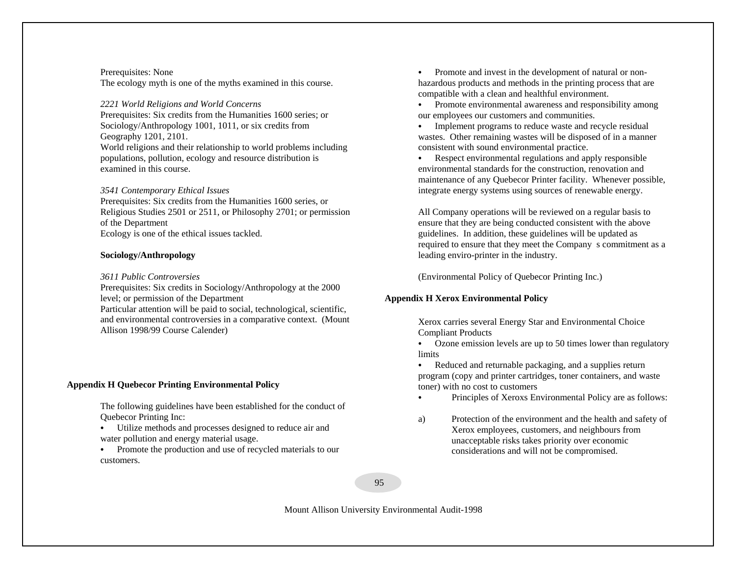Prerequisites: None
The ecology myth is one of the myths examined in this course.

*2221 World Religions and World Concerns*
Prerequisites: Six credits from the Humanities 1600 series; or Sociology/Anthropology 1001, 1011, or six credits from Geography 1201, 2101.
World religions and their relationship to world problems including populations, pollution, ecology and resource distribution is examined in this course.

*3541 Contemporary Ethical Issues*
Prerequisites: Six credits from the Humanities 1600 series, or Religious Studies 2501 or 2511, or Philosophy 2701; or permission of the Department
Ecology is one of the ethical issues tackled.

**Sociology/Anthropology**

*3611 Public Controversies*
Prerequisites: Six credits in Sociology/Anthropology at the 2000 level; or permission of the Department
Particular attention will be paid to social, technological, scientific, and environmental controversies in a comparative context. (Mount Allison 1998/99 Course Calender)

**Appendix H Quebecor Printing Environmental Policy**

The following guidelines have been established for the conduct of Quebecor Printing Inc:

- Utilize methods and processes designed to reduce air and water pollution and energy material usage.
- Promote the production and use of recycled materials to our customers.
- Promote and invest in the development of natural or non-hazardous products and methods in the printing process that are compatible with a clean and healthful environment.
- Promote environmental awareness and responsibility among our employees our customers and communities.
- Implement programs to reduce waste and recycle residual wastes. Other remaining wastes will be disposed of in a manner consistent with sound environmental practice.
- Respect environmental regulations and apply responsible environmental standards for the construction, renovation and maintenance of any Quebecor Printer facility. Whenever possible, integrate energy systems using sources of renewable energy.

All Company operations will be reviewed on a regular basis to ensure that they are being conducted consistent with the above guidelines. In addition, these guidelines will be updated as required to ensure that they meet the Company s commitment as a leading enviro-printer in the industry.

(Environmental Policy of Quebecor Printing Inc.)

**Appendix H Xerox Environmental Policy**

Xerox carries several Energy Star and Environmental Choice Compliant Products

- Ozone emission levels are up to 50 times lower than regulatory limits
- Reduced and returnable packaging, and a supplies return program (copy and printer cartridges, toner containers, and waste toner) with no cost to customers
- Principles of Xeroxs Environmental Policy are as follows:

a) Protection of the environment and the health and safety of Xerox employees, customers, and neighbours from unacceptable risks takes priority over economic considerations and will not be compromised.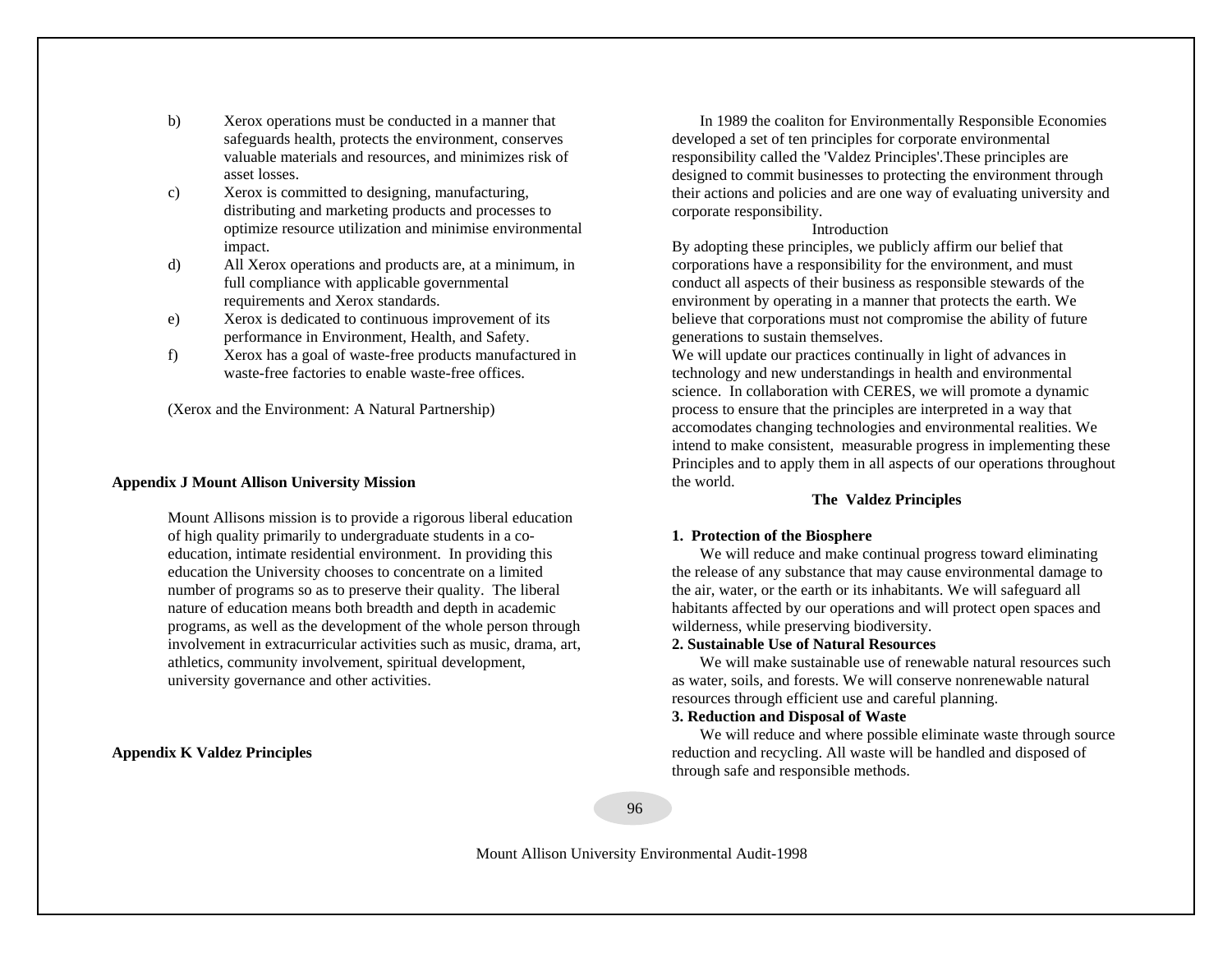b) Xerox operations must be conducted in a manner that safeguards health, protects the environment, conserves valuable materials and resources, and minimizes risk of asset losses.

c) Xerox is committed to designing, manufacturing, distributing and marketing products and processes to optimize resource utilization and minimise environmental impact.

d) All Xerox operations and products are, at a minimum, in full compliance with applicable governmental requirements and Xerox standards.

e) Xerox is dedicated to continuous improvement of its performance in Environment, Health, and Safety.

f) Xerox has a goal of waste-free products manufactured in waste-free factories to enable waste-free offices.

(Xerox and the Environment: A Natural Partnership)

**Appendix J Mount Allison University Mission**

Mount Allisons mission is to provide a rigorous liberal education of high quality primarily to undergraduate students in a co-education, intimate residential environment. In providing this education the University chooses to concentrate on a limited number of programs so as to preserve their quality. The liberal nature of education means both breadth and depth in academic programs, as well as the development of the whole person through involvement in extracurricular activities such as music, drama, art, athletics, community involvement, spiritual development, university governance and other activities.

**Appendix K Valdez Principles**

In 1989 the coaliton for Environmentally Responsible Economies developed a set of ten principles for corporate environmental responsibility called the 'Valdez Principles'.These principles are designed to commit businesses to protecting the environment through their actions and policies and are one way of evaluating university and corporate responsibility.

Introduction

By adopting these principles, we publicly affirm our belief that corporations have a responsibility for the environment, and must conduct all aspects of their business as responsible stewards of the environment by operating in a manner that protects the earth. We believe that corporations must not compromise the ability of future generations to sustain themselves.

We will update our practices continually in light of advances in technology and new understandings in health and environmental science. In collaboration with CERES, we will promote a dynamic process to ensure that the principles are interpreted in a way that accomodates changing technologies and environmental realities. We intend to make consistent, measurable progress in implementing these Principles and to apply them in all aspects of our operations throughout the world.

**The Valdez Principles**

**1. Protection of the Biosphere**

We will reduce and make continual progress toward eliminating the release of any substance that may cause environmental damage to the air, water, or the earth or its inhabitants. We will safeguard all habitants affected by our operations and will protect open spaces and wilderness, while preserving biodiversity.

**2. Sustainable Use of Natural Resources**

We will make sustainable use of renewable natural resources such as water, soils, and forests. We will conserve nonrenewable natural resources through efficient use and careful planning.

**3. Reduction and Disposal of Waste**

We will reduce and where possible eliminate waste through source reduction and recycling. All waste will be handled and disposed of through safe and responsible methods.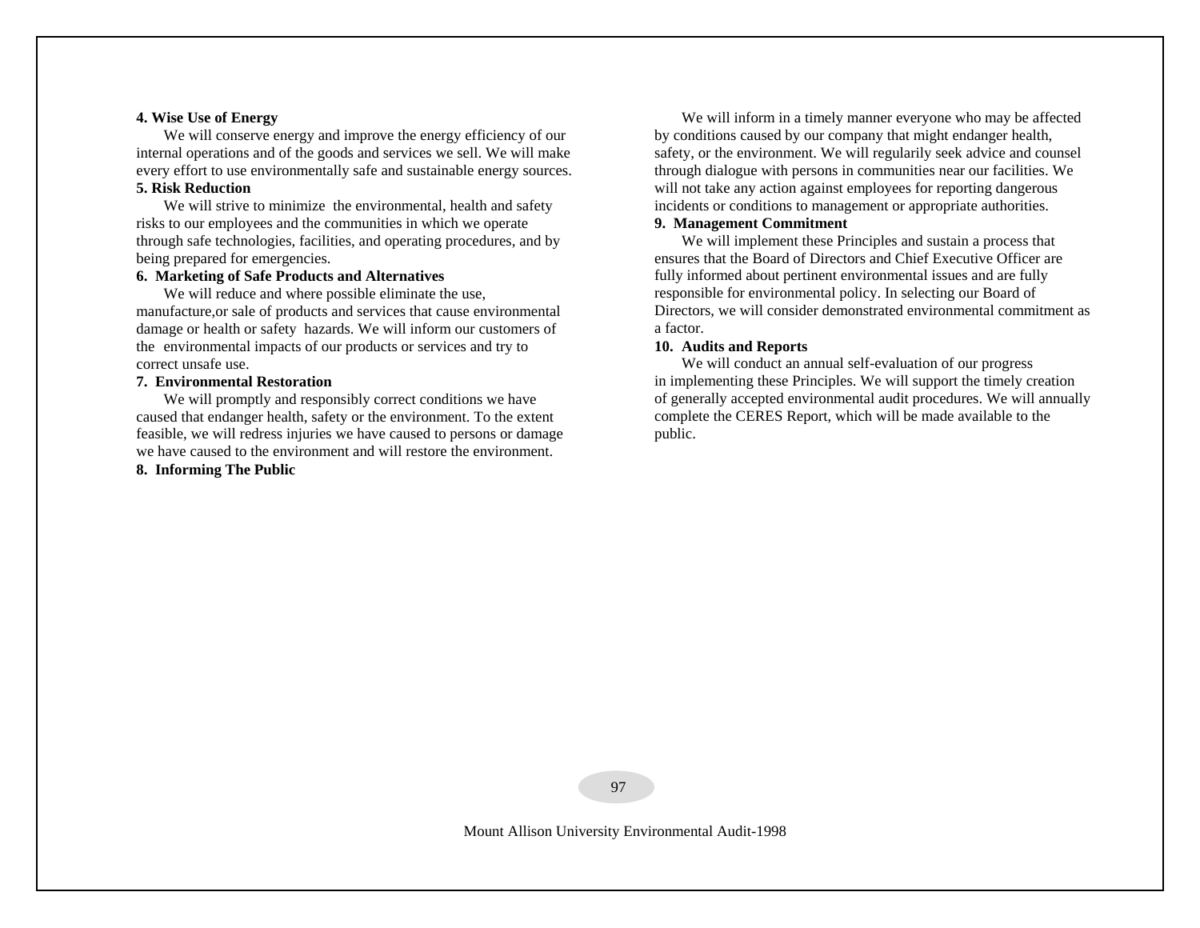**4. Wise Use of Energy**

We will conserve energy and improve the energy efficiency of our internal operations and of the goods and services we sell. We will make every effort to use environmentally safe and sustainable energy sources.

**5. Risk Reduction**

We will strive to minimize the environmental, health and safety risks to our employees and the communities in which we operate through safe technologies, facilities, and operating procedures, and by being prepared for emergencies.

**6. Marketing of Safe Products and Alternatives**

We will reduce and where possible eliminate the use, manufacture,or sale of products and services that cause environmental damage or health or safety hazards. We will inform our customers of the environmental impacts of our products or services and try to correct unsafe use.

**7. Environmental Restoration**

We will promptly and responsibly correct conditions we have caused that endanger health, safety or the environment. To the extent feasible, we will redress injuries we have caused to persons or damage we have caused to the environment and will restore the environment.

**8. Informing The Public**

We will inform in a timely manner everyone who may be affected by conditions caused by our company that might endanger health, safety, or the environment. We will regularily seek advice and counsel through dialogue with persons in communities near our facilities. We will not take any action against employees for reporting dangerous incidents or conditions to management or appropriate authorities.

**9. Management Commitment**

We will implement these Principles and sustain a process that ensures that the Board of Directors and Chief Executive Officer are fully informed about pertinent environmental issues and are fully responsible for environmental policy. In selecting our Board of Directors, we will consider demonstrated environmental commitment as a factor.

**10. Audits and Reports**

We will conduct an annual self-evaluation of our progress in implementing these Principles. We will support the timely creation of generally accepted environmental audit procedures. We will annually complete the CERES Report, which will be made available to the public.